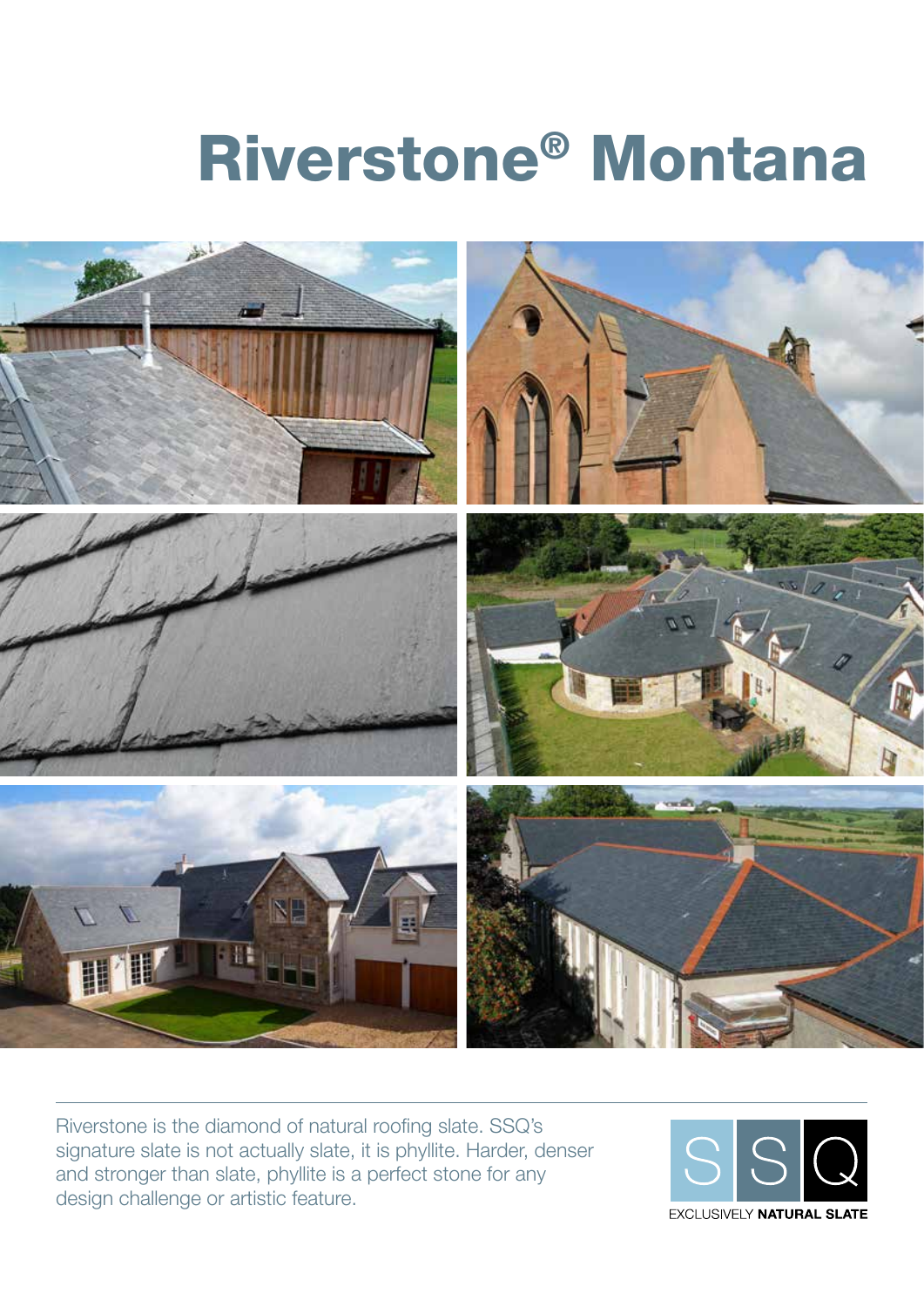# Riverstone® Montana

Riverstone is the diamond of natural roofing slate. SSQ's signature slate is not actually slate, it is phyllite. Harder, denser and stronger than slate, phyllite is a perfect stone for any design challenge or artistic feature.

SSQ

EXCLUSIVELY **NATURAL SLATE**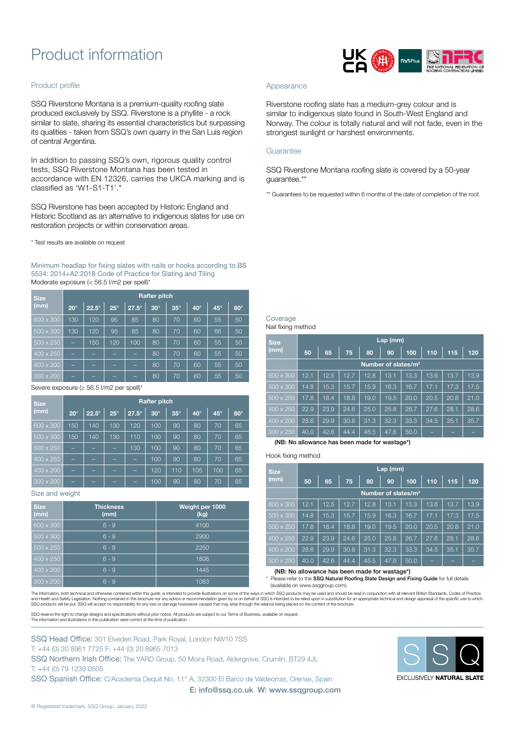# Product information

## Product profile

SSQ Riverstone Montana is a premium-quality roofing slate produced exclusively by SSQ. Riverstone is a phyllite - a rock similar to slate, sharing its essential characteristics but surpassing its qualities - taken from SSQ's own quarry in the San Luis region of central Argentina.

In addition to passing SSQ's own, rigorous quality control tests, SSQ Riverstone Montana has been tested in accordance with EN 12326, carries the UKCA marking and is classified as 'W1-S1-T1'.*

SSQ Riverstone has been accepted by Historic England and Historic Scotland as an alternative to indigenous slates for use on restoration projects or within conservation areas.

* Test results are available on request

## Appearance

Riverstone roofing slate has a medium-grey colour and is similar to indigenous slate found in South-West England and Norway. The colour is totally natural and will not fade, even in the strongest sunlight or harshest environments.

## Guarantee

SSQ Riverstone Montana roofing slate is covered by a 50-year guarantee.**

** Guarantees to be requested within 6 months of the date of completion of the roof.

## Minimum headlap for fixing slates with nails or hooks according to BS 5534: 2014+A2:2018 Code of Practice for Slating and Tiling

Moderate exposure (< 56.5 l/m2 per spell)*

| Size (mm) | Rafter pitch | | | | | | | | |
|---|---|---|---|---|---|---|---|---|---|
| | 20° | 22.5° | 25° | 27.5° | 30° | 35° | 40° | 45° | 80° |
| 600 x 300 | 130 | 120 | 95 | 85 | 80 | 70 | 60 | 55 | 50 |
| 500 x 300 | 130 | 120 | 95 | 85 | 80 | 70 | 60 | 66 | 50 |
| 500 x 250 | – | 150 | 120 | 100 | 80 | 70 | 60 | 55 | 50 |
| 400 x 250 | – | – | – | – | 80 | 70 | 60 | 55 | 50 |
| 400 x 200 | – | – | – | – | 80 | 70 | 60 | 55 | 50 |
| 300 x 200 | – | – | – | – | 80 | 70 | 60 | 55 | 50 |

Severe exposure (≥ 56.5 l/m2 per spell)*

| Size (mm) | Rafter pitch | | | | | | | | |
|---|---|---|---|---|---|---|---|---|---|
| | 20° | 22.5° | 25° | 27.5° | 30° | 35° | 40° | 45° | 80° |
| 600 x 300 | 150 | 140 | 130 | 120 | 100 | 90 | 80 | 70 | 65 |
| 500 x 300 | 150 | 140 | 130 | 110 | 100 | 90 | 80 | 70 | 65 |
| 500 x 250 | – | – | – | 130 | 100 | 90 | 80 | 70 | 65 |
| 400 x 250 | – | – | – | – | 100 | 90 | 80 | 70 | 65 |
| 400 x 200 | – | – | – | – | 120 | 110 | 105 | 100 | 65 |
| 300 x 200 | – | – | – | – | 100 | 90 | 80 | 70 | 65 |

## Size and weight

| Size (mm) | Thickness (mm) | Weight per 1000 (kg) |
|---|---|---|
| 600 x 300 | 6 - 9 | 4100 |
| 500 x 300 | 6 - 9 | 2900 |
| 500 x 250 | 6 - 9 | 2250 |
| 400 x 250 | 6 - 9 | 1806 |
| 400 x 200 | 6 - 9 | 1445 |
| 300 x 200 | 6 - 9 | 1083 |

## Coverage

Nail fixing method

| Size (mm) | Lap (mm) | | | | | | | | |
|---|---|---|---|---|---|---|---|---|---|
| | 50 | 65 | 75 | 80 | 90 | 100 | 110 | 115 | 120 |
| | Number of slates/m² | | | | | | | | |
| 600 x 300 | 12.1 | 12.5 | 12.7 | 12.8 | 13.1 | 13.3 | 13.6 | 13.7 | 13.9 |
| 500 x 300 | 14.8 | 15.3 | 15.7 | 15.9 | 16.3 | 16.7 | 17.1 | 17.3 | 17.5 |
| 500 x 250 | 17.8 | 18.4 | 18.8 | 19.0 | 19.5 | 20.0 | 20.5 | 20.8 | 21.0 |
| 400 x 250 | 22.9 | 23.9 | 24.6 | 25.0 | 25.8 | 26.7 | 27.6 | 28.1 | 28.6 |
| 400 x 200 | 28.6 | 29.9 | 30.8 | 31.3 | 32.3 | 33.3 | 34.5 | 35.1 | 35.7 |
| 300 x 250 | 40.0 | 42.6 | 44.4 | 45.5 | 47.6 | 50.0 | – | – | – |

**(NB: No allowance has been made for wastage*)**

Hook fixing method

| Size (mm) | Lap (mm) | | | | | | | | |
|---|---|---|---|---|---|---|---|---|---|
| | 50 | 65 | 75 | 80 | 90 | 100 | 110 | 115 | 120 |
| | Number of slates/m² | | | | | | | | |
| 600 x 300 | 12.1 | 12.5 | 12.7 | 12.8 | 13.1 | 13.3 | 13.6 | 13.7 | 13.9 |
| 500 x 300 | 14.8 | 15.3 | 15.7 | 15.9 | 16.3 | 16.7 | 17.1 | 17.3 | 17.5 |
| 500 x 250 | 17.8 | 18.4 | 18.8 | 19.0 | 19.5 | 20.0 | 20.5 | 20.8 | 21.0 |
| 400 x 250 | 22.9 | 23.9 | 24.6 | 25.0 | 25.8 | 26.7 | 27.6 | 28.1 | 28.6 |
| 400 x 200 | 28.6 | 29.9 | 30.8 | 31.3 | 32.3 | 33.3 | 34.5 | 35.1 | 35.7 |
| 300 x 250 | 40.0 | 42.6 | 44.4 | 45.5 | 47.6 | 50.0 | – | – | – |

**(NB: No allowance has been made for wastage*)**

* Please refer to the **SSQ Natural Roofing Slate Design and Fixing Guide** for full details (available on www.ssqgroup.com).

The information, both technical and otherwise contained within this guide, is intended to provide illustrations on some of the ways in which SSQ products may be used and should be read in conjunction with all relevant British Standards, Codes of Practice and Health and Safety Legislation. Nothing contained in this brochure nor any advice or recommendation given by or on behalf of SSQ is intended to be relied upon in substitution for an appropriate technical and design appraisal of the specific use to which SSQ products will be put. SSQ will accept no responsibility for any loss or damage howsoever caused that may arise through the reliance being placed on the content of the brochure.

SSQ reserve the right to change designs and specifications without prior notice. All products are subject to our Terms of Business, available on request.
The information and illustrations in this publication were correct at the time of publication.

SSQ Head Office: 301 Elveden Road, Park Royal, London NW10 7SS
T: +44 (0) 20 8961 7725 F: +44 (0) 20 8965 7013
SSQ Northern Irish Office: The YARD Group, 50 Moira Road, Aldergrove, Crumlin, BT29 4JL
T: +44 (0) 79 1239 0505
SSQ Spanish Office: C/Academia Dequit No. 11° A, 32300 El Barco de Valdeorras, Orense, Spain
E: info@ssq.co.uk W: www.ssqgroup.com

EXCLUSIVELY **NATURAL SLATE**

® Registered trademark, SSQ Group, January 2022